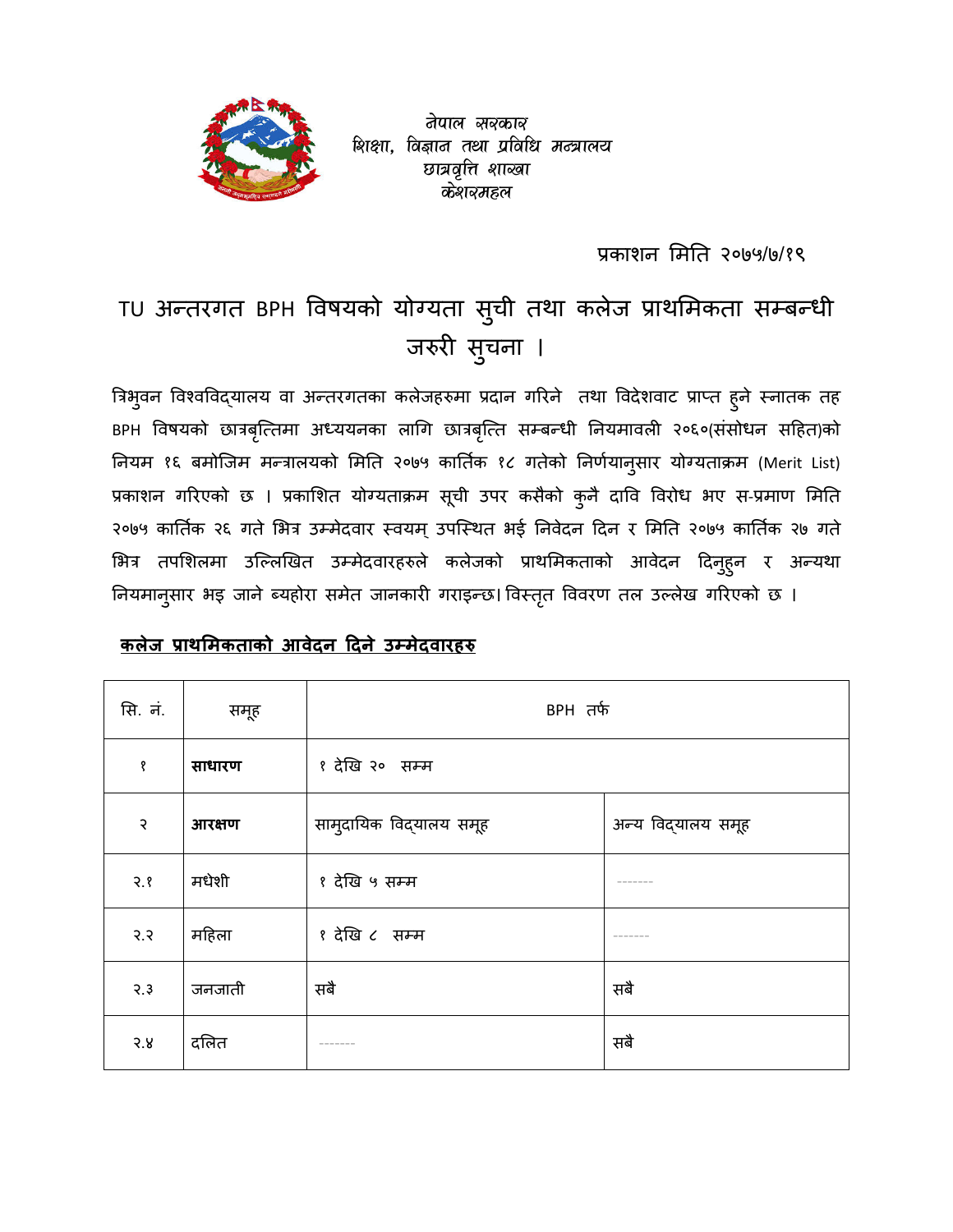नेपाल सरकार
शिक्षा, विज्ञान तथा प्रविधि मन्त्रालय
छात्रवृत्ति शाखा
केशरमहल

प्रकाशन मिति २०७५/७/१९

# TU अन्तरगत BPH विषयको योग्यता सुची तथा कलेज प्राथमिकता सम्बन्धी जरुरी सुचना ।

त्रिभुवन विश्वविद्यालय वा अन्तरगतका कलेजहरुमा प्रदान गरिने तथा विदेशवाट प्राप्त हुने स्नातक तह BPH विषयको छात्रबृत्तिमा अध्ययनका लागि छात्रबृत्ति सम्बन्धी नियमावली २०६०(संसोधन सहित)को नियम १६ बमोजिम मन्त्रालयको मिति २०७५ कार्तिक १८ गतेको निर्णयानुसार योग्यताक्रम (Merit List) प्रकाशन गरिएको छ । प्रकाशित योग्यताक्रम सूची उपर कसैको कुनै दावि विरोध भए स-प्रमाण मिति २०७५ कार्तिक २६ गते भित्र उम्मेदवार स्वयम् उपस्थित भई निवेदन दिन र मिति २०७५ कार्तिक २७ गते भित्र तपशिलमा उल्लिखित उम्मेदवारहरुले कलेजको प्राथमिकताको आवेदन दिनुहुन र अन्यथा नियमानुसार भइ जाने ब्यहोरा समेत जानकारी गराइन्छ। विस्तृत विवरण तल उल्लेख गरिएको छ ।

**<u>कलेज प्राथमिकताको आवेदन दिने उम्मेदवारहरु</u>**

| सि. नं. | समूह | BPH तर्फ | |
|---|---|---|---|
| १ | **साधारण** | १ देखि २० सम्म | |
| २ | **आरक्षण** | सामुदायिक विद्यालय समूह | अन्य विद्यालय समूह |
| २.१ | मधेशी | १ देखि ५ सम्म | ------- |
| २.२ | महिला | १ देखि ८ सम्म | ------- |
| २.३ | जनजाती | सबै | सबै |
| २.४ | दलित | ------- | सबै |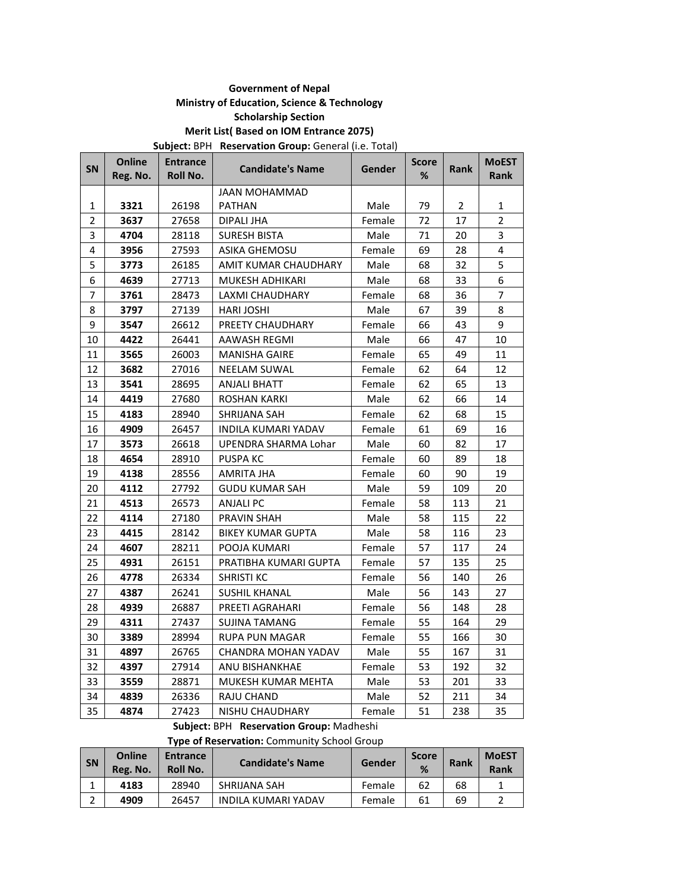**Government of Nepal**

**Ministry of Education, Science & Technology**

**Scholarship Section**

**Merit List( Based on IOM Entrance 2075)**

**Subject:** BPH **Reservation Group:** General (i.e. Total)

| SN | Online Reg. No. | Entrance Roll No. | Candidate's Name | Gender | Score % | Rank | MoEST Rank |
|---|---|---|---|---|---|---|---|
| 1 | **3321** | 26198 | JAAN MOHAMMAD PATHAN | Male | 79 | 2 | 1 |
| 2 | **3637** | 27658 | DIPALI JHA | Female | 72 | 17 | 2 |
| 3 | **4704** | 28118 | SURESH BISTA | Male | 71 | 20 | 3 |
| 4 | **3956** | 27593 | ASIKA GHEMOSU | Female | 69 | 28 | 4 |
| 5 | **3773** | 26185 | AMIT KUMAR CHAUDHARY | Male | 68 | 32 | 5 |
| 6 | **4639** | 27713 | MUKESH ADHIKARI | Male | 68 | 33 | 6 |
| 7 | **3761** | 28473 | LAXMI CHAUDHARY | Female | 68 | 36 | 7 |
| 8 | **3797** | 27139 | HARI JOSHI | Male | 67 | 39 | 8 |
| 9 | **3547** | 26612 | PREETY CHAUDHARY | Female | 66 | 43 | 9 |
| 10 | **4422** | 26441 | AAWASH REGMI | Male | 66 | 47 | 10 |
| 11 | **3565** | 26003 | MANISHA GAIRE | Female | 65 | 49 | 11 |
| 12 | **3682** | 27016 | NEELAM SUWAL | Female | 62 | 64 | 12 |
| 13 | **3541** | 28695 | ANJALI BHATT | Female | 62 | 65 | 13 |
| 14 | **4419** | 27680 | ROSHAN KARKI | Male | 62 | 66 | 14 |
| 15 | **4183** | 28940 | SHRIJANA SAH | Female | 62 | 68 | 15 |
| 16 | **4909** | 26457 | INDILA KUMARI YADAV | Female | 61 | 69 | 16 |
| 17 | **3573** | 26618 | UPENDRA SHARMA Lohar | Male | 60 | 82 | 17 |
| 18 | **4654** | 28910 | PUSPA KC | Female | 60 | 89 | 18 |
| 19 | **4138** | 28556 | AMRITA JHA | Female | 60 | 90 | 19 |
| 20 | **4112** | 27792 | GUDU KUMAR SAH | Male | 59 | 109 | 20 |
| 21 | **4513** | 26573 | ANJALI PC | Female | 58 | 113 | 21 |
| 22 | **4114** | 27180 | PRAVIN SHAH | Male | 58 | 115 | 22 |
| 23 | **4415** | 28142 | BIKEY KUMAR GUPTA | Male | 58 | 116 | 23 |
| 24 | **4607** | 28211 | POOJA KUMARI | Female | 57 | 117 | 24 |
| 25 | **4931** | 26151 | PRATIBHA KUMARI GUPTA | Female | 57 | 135 | 25 |
| 26 | **4778** | 26334 | SHRISTI KC | Female | 56 | 140 | 26 |
| 27 | **4387** | 26241 | SUSHIL KHANAL | Male | 56 | 143 | 27 |
| 28 | **4939** | 26887 | PREETI AGRAHARI | Female | 56 | 148 | 28 |
| 29 | **4311** | 27437 | SUJINA TAMANG | Female | 55 | 164 | 29 |
| 30 | **3389** | 28994 | RUPA PUN MAGAR | Female | 55 | 166 | 30 |
| 31 | **4897** | 26765 | CHANDRA MOHAN YADAV | Male | 55 | 167 | 31 |
| 32 | **4397** | 27914 | ANU BISHANKHAE | Female | 53 | 192 | 32 |
| 33 | **3559** | 28871 | MUKESH KUMAR MEHTA | Male | 53 | 201 | 33 |
| 34 | **4839** | 26336 | RAJU CHAND | Male | 52 | 211 | 34 |
| 35 | **4874** | 27423 | NISHU CHAUDHARY | Female | 51 | 238 | 35 |

**Subject:** BPH **Reservation Group:** Madheshi

**Type of Reservation:** Community School Group

| SN | Online Reg. No. | Entrance Roll No. | Candidate's Name | Gender | Score % | Rank | MoEST Rank |
|---|---|---|---|---|---|---|---|
| 1 | **4183** | 28940 | SHRIJANA SAH | Female | 62 | 68 | 1 |
| 2 | **4909** | 26457 | INDILA KUMARI YADAV | Female | 61 | 69 | 2 |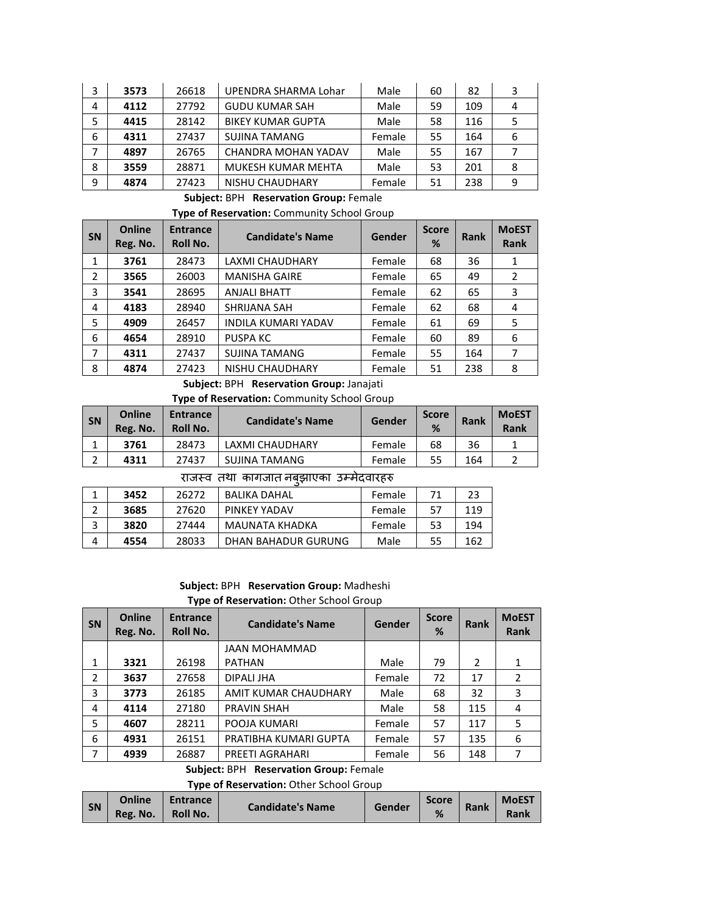| | | | | | | | |
|---|---|---|---|---|---|---|---|
| 3 | **3573** | 26618 | UPENDRA SHARMA Lohar | Male | 60 | 82 | 3 |
| 4 | **4112** | 27792 | GUDU KUMAR SAH | Male | 59 | 109 | 4 |
| 5 | **4415** | 28142 | BIKEY KUMAR GUPTA | Male | 58 | 116 | 5 |
| 6 | **4311** | 27437 | SUJINA TAMANG | Female | 55 | 164 | 6 |
| 7 | **4897** | 26765 | CHANDRA MOHAN YADAV | Male | 55 | 167 | 7 |
| 8 | **3559** | 28871 | MUKESH KUMAR MEHTA | Male | 53 | 201 | 8 |
| 9 | **4874** | 27423 | NISHU CHAUDHARY | Female | 51 | 238 | 9 |

**Subject:** BPH **Reservation Group:** Female

**Type of Reservation:** Community School Group

| SN | Online Reg. No. | Entrance Roll No. | Candidate's Name | Gender | Score % | Rank | MoEST Rank |
|---|---|---|---|---|---|---|---|
| 1 | **3761** | 28473 | LAXMI CHAUDHARY | Female | 68 | 36 | 1 |
| 2 | **3565** | 26003 | MANISHA GAIRE | Female | 65 | 49 | 2 |
| 3 | **3541** | 28695 | ANJALI BHATT | Female | 62 | 65 | 3 |
| 4 | **4183** | 28940 | SHRIJANA SAH | Female | 62 | 68 | 4 |
| 5 | **4909** | 26457 | INDILA KUMARI YADAV | Female | 61 | 69 | 5 |
| 6 | **4654** | 28910 | PUSPA KC | Female | 60 | 89 | 6 |
| 7 | **4311** | 27437 | SUJINA TAMANG | Female | 55 | 164 | 7 |
| 8 | **4874** | 27423 | NISHU CHAUDHARY | Female | 51 | 238 | 8 |

**Subject:** BPH **Reservation Group:** Janajati

**Type of Reservation:** Community School Group

| SN | Online Reg. No. | Entrance Roll No. | Candidate's Name | Gender | Score % | Rank | MoEST Rank |
|---|---|---|---|---|---|---|---|
| 1 | **3761** | 28473 | LAXMI CHAUDHARY | Female | 68 | 36 | 1 |
| 2 | **4311** | 27437 | SUJINA TAMANG | Female | 55 | 164 | 2 |

राजस्व तथा कागजात नबुझाएका उम्मेदवारहरु

| | | | | | | |
|---|---|---|---|---|---|---|
| 1 | **3452** | 26272 | BALIKA DAHAL | Female | 71 | 23 |
| 2 | **3685** | 27620 | PINKEY YADAV | Female | 57 | 119 |
| 3 | **3820** | 27444 | MAUNATA KHADKA | Female | 53 | 194 |
| 4 | **4554** | 28033 | DHAN BAHADUR GURUNG | Male | 55 | 162 |

**Subject:** BPH **Reservation Group:** Madheshi

**Type of Reservation:** Other School Group

| SN | Online Reg. No. | Entrance Roll No. | Candidate's Name | Gender | Score % | Rank | MoEST Rank |
|---|---|---|---|---|---|---|---|
| 1 | **3321** | 26198 | JAAN MOHAMMAD PATHAN | Male | 79 | 2 | 1 |
| 2 | **3637** | 27658 | DIPALI JHA | Female | 72 | 17 | 2 |
| 3 | **3773** | 26185 | AMIT KUMAR CHAUDHARY | Male | 68 | 32 | 3 |
| 4 | **4114** | 27180 | PRAVIN SHAH | Male | 58 | 115 | 4 |
| 5 | **4607** | 28211 | POOJA KUMARI | Female | 57 | 117 | 5 |
| 6 | **4931** | 26151 | PRATIBHA KUMARI GUPTA | Female | 57 | 135 | 6 |
| 7 | **4939** | 26887 | PREETI AGRAHARI | Female | 56 | 148 | 7 |

**Subject:** BPH **Reservation Group:** Female

**Type of Reservation:** Other School Group

| SN | Online Reg. No. | Entrance Roll No. | Candidate's Name | Gender | Score % | Rank | MoEST Rank |
|---|---|---|---|---|---|---|---|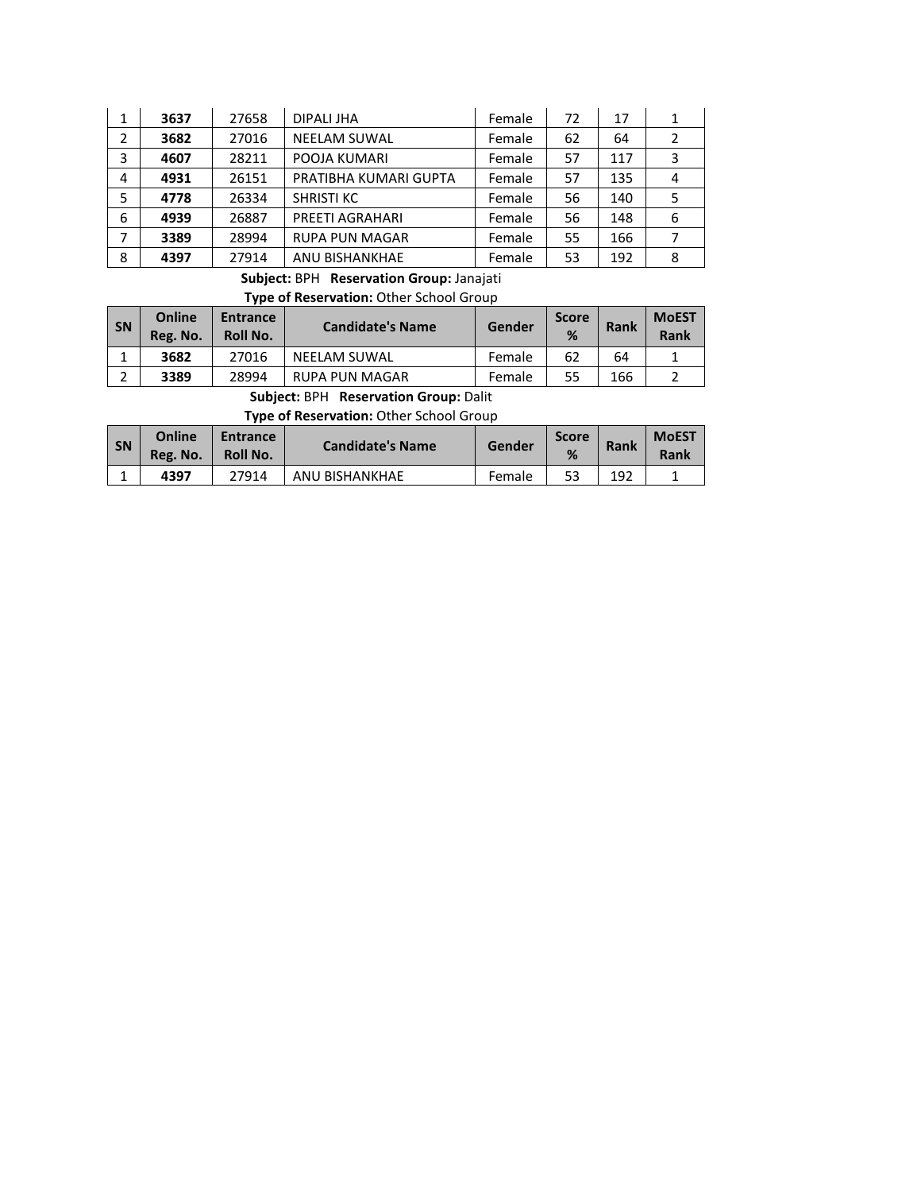| | | | | | | | |
|---|---|---|---|---|---|---|---|
| 1 | **3637** | 27658 | DIPALI JHA | Female | 72 | 17 | 1 |
| 2 | **3682** | 27016 | NEELAM SUWAL | Female | 62 | 64 | 2 |
| 3 | **4607** | 28211 | POOJA KUMARI | Female | 57 | 117 | 3 |
| 4 | **4931** | 26151 | PRATIBHA KUMARI GUPTA | Female | 57 | 135 | 4 |
| 5 | **4778** | 26334 | SHRISTI KC | Female | 56 | 140 | 5 |
| 6 | **4939** | 26887 | PREETI AGRAHARI | Female | 56 | 148 | 6 |
| 7 | **3389** | 28994 | RUPA PUN MAGAR | Female | 55 | 166 | 7 |
| 8 | **4397** | 27914 | ANU BISHANKHAE | Female | 53 | 192 | 8 |

**Subject:** BPH **Reservation Group:** Janajati

**Type of Reservation:** Other School Group

| SN | Online Reg. No. | Entrance Roll No. | Candidate's Name | Gender | Score % | Rank | MoEST Rank |
|---|---|---|---|---|---|---|---|
| 1 | **3682** | 27016 | NEELAM SUWAL | Female | 62 | 64 | 1 |
| 2 | **3389** | 28994 | RUPA PUN MAGAR | Female | 55 | 166 | 2 |

**Subject:** BPH **Reservation Group:** Dalit

**Type of Reservation:** Other School Group

| SN | Online Reg. No. | Entrance Roll No. | Candidate's Name | Gender | Score % | Rank | MoEST Rank |
|---|---|---|---|---|---|---|---|
| 1 | **4397** | 27914 | ANU BISHANKHAE | Female | 53 | 192 | 1 |